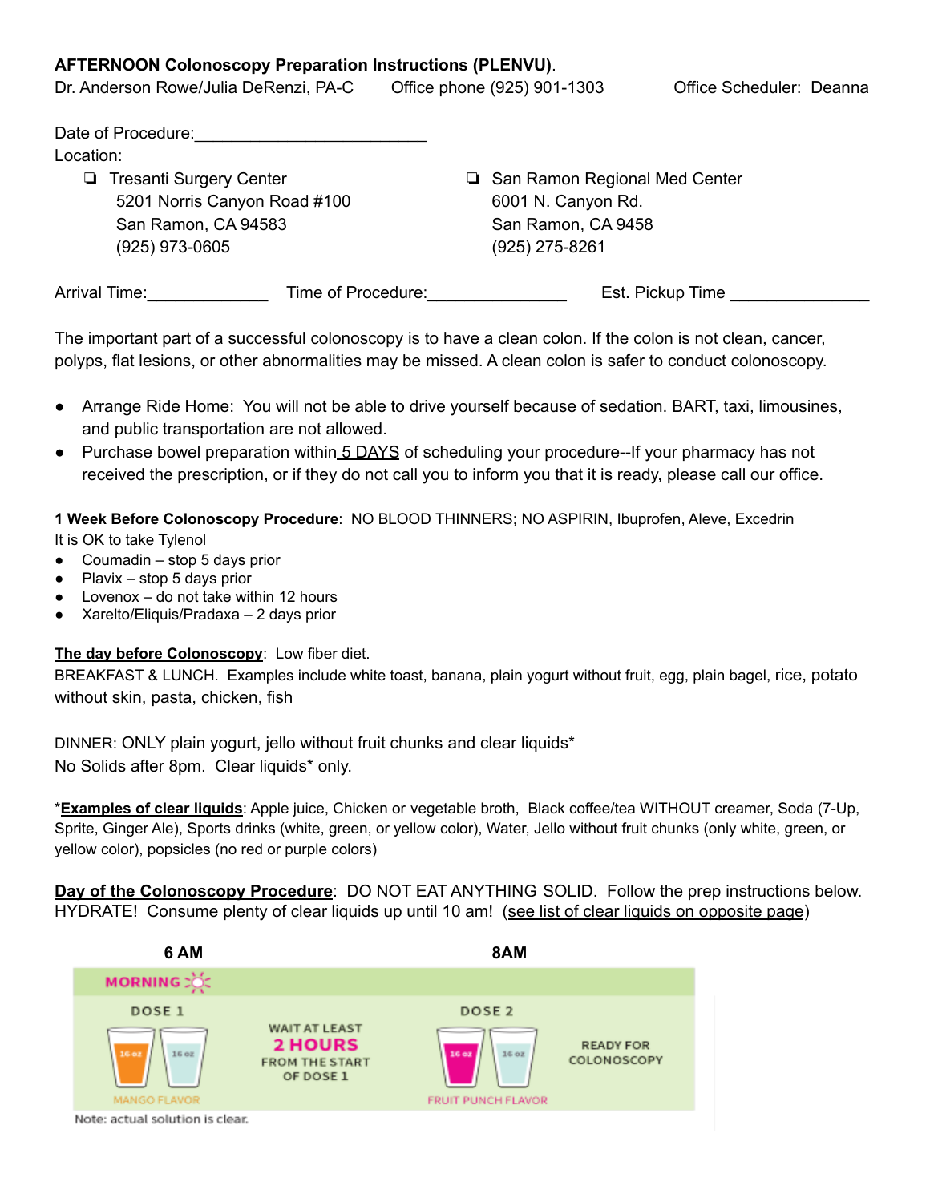**AFTERNOON Colonoscopy Preparation Instructions (PLENVU)**.

Dr. Anderson Rowe/Julia DeRenzi, PA-C  Office phone (925) 901-1303  Office Scheduler: Deanna

Date of Procedure:________________________

Location:

- ❏ Tresanti Surgery Center
  5201 Norris Canyon Road #100
  San Ramon, CA 94583
  (925) 973-0605
- ❏ San Ramon Regional Med Center
  6001 N. Canyon Rd.
  San Ramon, CA 9458
  (925) 275-8261

Arrival Time:_____________  Time of Procedure:______________  Est. Pickup Time _______________

The important part of a successful colonoscopy is to have a clean colon. If the colon is not clean, cancer, polyps, flat lesions, or other abnormalities may be missed. A clean colon is safer to conduct colonoscopy.

- Arrange Ride Home: You will not be able to drive yourself because of sedation. BART, taxi, limousines, and public transportation are not allowed.
- Purchase bowel preparation within <u>5 DAYS</u> of scheduling your procedure--If your pharmacy has not received the prescription, or if they do not call you to inform you that it is ready, please call our office.

**1 Week Before Colonoscopy Procedure**: NO BLOOD THINNERS; NO ASPIRIN, Ibuprofen, Aleve, Excedrin

It is OK to take Tylenol

- Coumadin – stop 5 days prior
- Plavix – stop 5 days prior
- Lovenox – do not take within 12 hours
- Xarelto/Eliquis/Pradaxa – 2 days prior

**<u>The day before Colonoscopy</u>**: Low fiber diet.

BREAKFAST & LUNCH. Examples include white toast, banana, plain yogurt without fruit, egg, plain bagel, rice, potato without skin, pasta, chicken, fish

DINNER: ONLY plain yogurt, jello without fruit chunks and clear liquids*

No Solids after 8pm. Clear liquids* only.

***<u>Examples of clear liquids</u>**: Apple juice, Chicken or vegetable broth, Black coffee/tea WITHOUT creamer, Soda (7-Up, Sprite, Ginger Ale), Sports drinks (white, green, or yellow color), Water, Jello without fruit chunks (only white, green, or yellow color), popsicles (no red or purple colors)

**<u>Day of the Colonoscopy Procedure</u>**: DO NOT EAT ANYTHING SOLID. Follow the prep instructions below. HYDRATE! Consume plenty of clear liquids up until 10 am! (<u>see list of clear liquids on opposite page</u>)

| 6 AM | | 8AM | |
|---|---|---|---|
| MORNING | | | |
| DOSE 1 (16 oz, 16 oz) MANGO FLAVOR | WAIT AT LEAST 2 HOURS FROM THE START OF DOSE 1 | DOSE 2 (16 oz, 16 oz) FRUIT PUNCH FLAVOR | READY FOR COLONOSCOPY |

Note: actual solution is clear.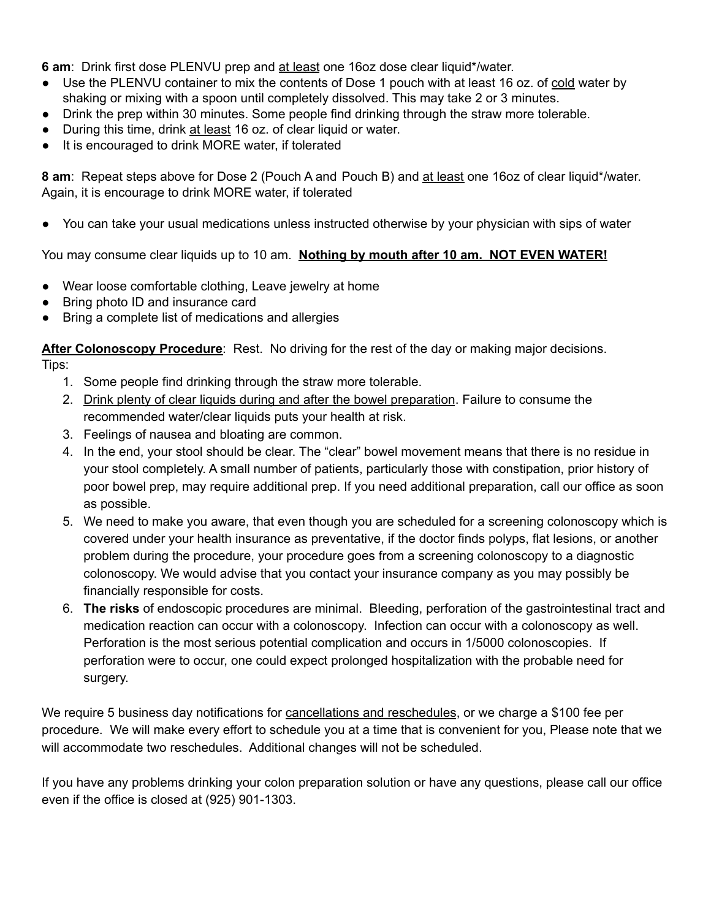**6 am**: Drink first dose PLENVU prep and <u>at least</u> one 16oz dose clear liquid*/water.

- Use the PLENVU container to mix the contents of Dose 1 pouch with at least 16 oz. of <u>cold</u> water by shaking or mixing with a spoon until completely dissolved. This may take 2 or 3 minutes.
- Drink the prep within 30 minutes. Some people find drinking through the straw more tolerable.
- During this time, drink <u>at least</u> 16 oz. of clear liquid or water.
- It is encouraged to drink MORE water, if tolerated

**8 am**: Repeat steps above for Dose 2 (Pouch A and Pouch B) and <u>at least</u> one 16oz of clear liquid*/water. Again, it is encourage to drink MORE water, if tolerated

- You can take your usual medications unless instructed otherwise by your physician with sips of water

You may consume clear liquids up to 10 am. **<u>Nothing by mouth after 10 am. NOT EVEN WATER!</u>**

- Wear loose comfortable clothing, Leave jewelry at home
- Bring photo ID and insurance card
- Bring a complete list of medications and allergies

**<u>After Colonoscopy Procedure</u>**: Rest. No driving for the rest of the day or making major decisions.
Tips:

1. Some people find drinking through the straw more tolerable.
2. <u>Drink plenty of clear liquids during and after the bowel preparation</u>. Failure to consume the recommended water/clear liquids puts your health at risk.
3. Feelings of nausea and bloating are common.
4. In the end, your stool should be clear. The "clear" bowel movement means that there is no residue in your stool completely. A small number of patients, particularly those with constipation, prior history of poor bowel prep, may require additional prep. If you need additional preparation, call our office as soon as possible.
5. We need to make you aware, that even though you are scheduled for a screening colonoscopy which is covered under your health insurance as preventative, if the doctor finds polyps, flat lesions, or another problem during the procedure, your procedure goes from a screening colonoscopy to a diagnostic colonoscopy. We would advise that you contact your insurance company as you may possibly be financially responsible for costs.
6. **The risks** of endoscopic procedures are minimal. Bleeding, perforation of the gastrointestinal tract and medication reaction can occur with a colonoscopy. Infection can occur with a colonoscopy as well. Perforation is the most serious potential complication and occurs in 1/5000 colonoscopies. If perforation were to occur, one could expect prolonged hospitalization with the probable need for surgery.

We require 5 business day notifications for <u>cancellations and reschedules</u>, or we charge a $100 fee per procedure. We will make every effort to schedule you at a time that is convenient for you, Please note that we will accommodate two reschedules. Additional changes will not be scheduled.

If you have any problems drinking your colon preparation solution or have any questions, please call our office even if the office is closed at (925) 901-1303.